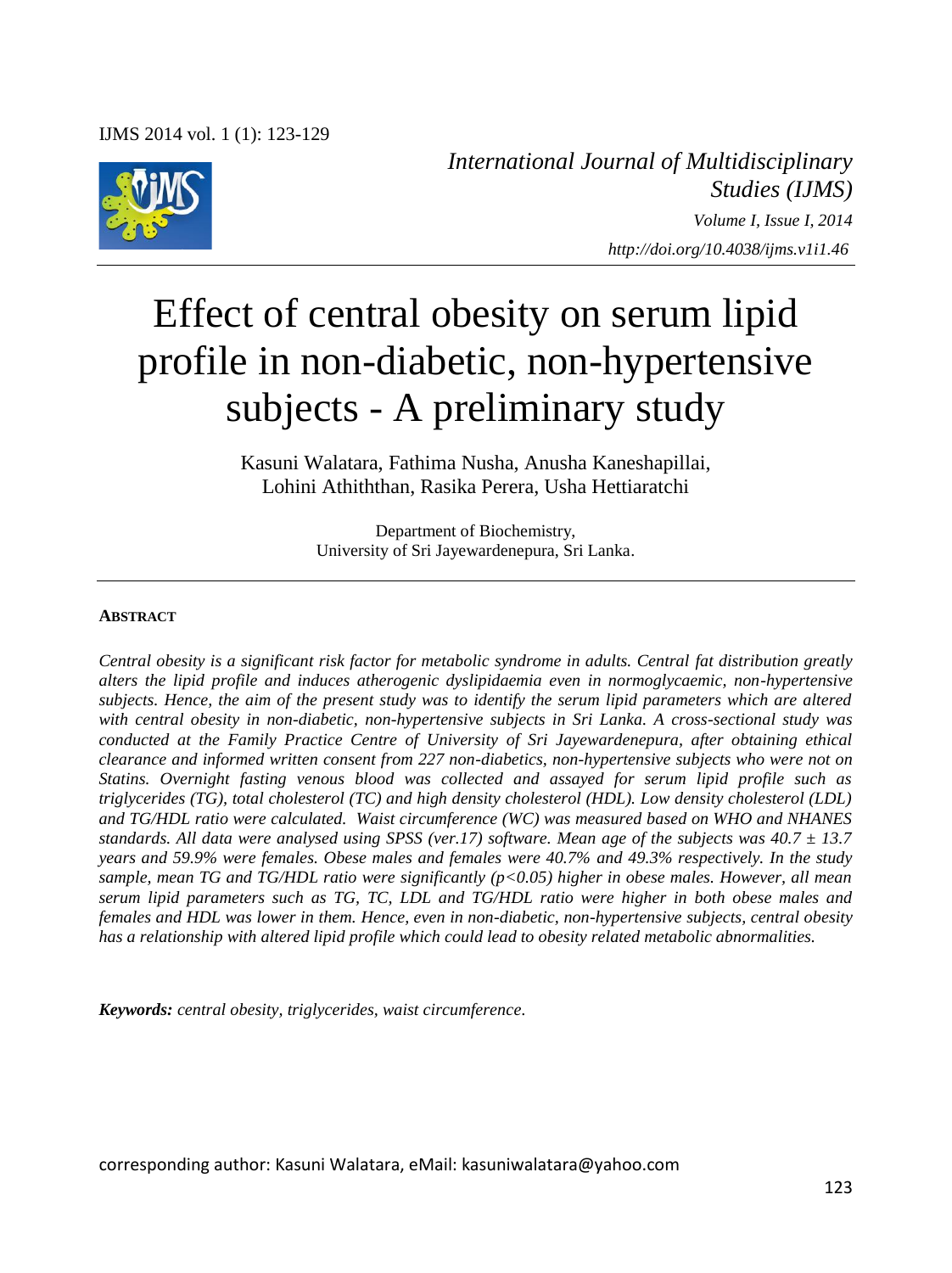*International Journal of Multidisciplinary Studies (IJMS)*
*Volume I, Issue I, 2014*
*http://doi.org/10.4038/ijms.v1i1.46*

# Effect of central obesity on serum lipid profile in non-diabetic, non-hypertensive subjects - A preliminary study

Kasuni Walatara, Fathima Nusha, Anusha Kaneshapillai, Lohini Athiththan, Rasika Perera, Usha Hettiaratchi

Department of Biochemistry,
University of Sri Jayewardenepura, Sri Lanka.

## ABSTRACT

*Central obesity is a significant risk factor for metabolic syndrome in adults. Central fat distribution greatly alters the lipid profile and induces atherogenic dyslipidaemia even in normoglycaemic, non-hypertensive subjects. Hence, the aim of the present study was to identify the serum lipid parameters which are altered with central obesity in non-diabetic, non-hypertensive subjects in Sri Lanka. A cross-sectional study was conducted at the Family Practice Centre of University of Sri Jayewardenepura, after obtaining ethical clearance and informed written consent from 227 non-diabetics, non-hypertensive subjects who were not on Statins. Overnight fasting venous blood was collected and assayed for serum lipid profile such as triglycerides (TG), total cholesterol (TC) and high density cholesterol (HDL). Low density cholesterol (LDL) and TG/HDL ratio were calculated. Waist circumference (WC) was measured based on WHO and NHANES standards. All data were analysed using SPSS (ver.17) software. Mean age of the subjects was 40.7 ± 13.7 years and 59.9% were females. Obese males and females were 40.7% and 49.3% respectively. In the study sample, mean TG and TG/HDL ratio were significantly ($p<0.05$) higher in obese males. However, all mean serum lipid parameters such as TG, TC, LDL and TG/HDL ratio were higher in both obese males and females and HDL was lower in them. Hence, even in non-diabetic, non-hypertensive subjects, central obesity has a relationship with altered lipid profile which could lead to obesity related metabolic abnormalities.*

***Keywords:*** *central obesity, triglycerides, waist circumference.*

corresponding author: Kasuni Walatara, eMail: kasuniwalatara@yahoo.com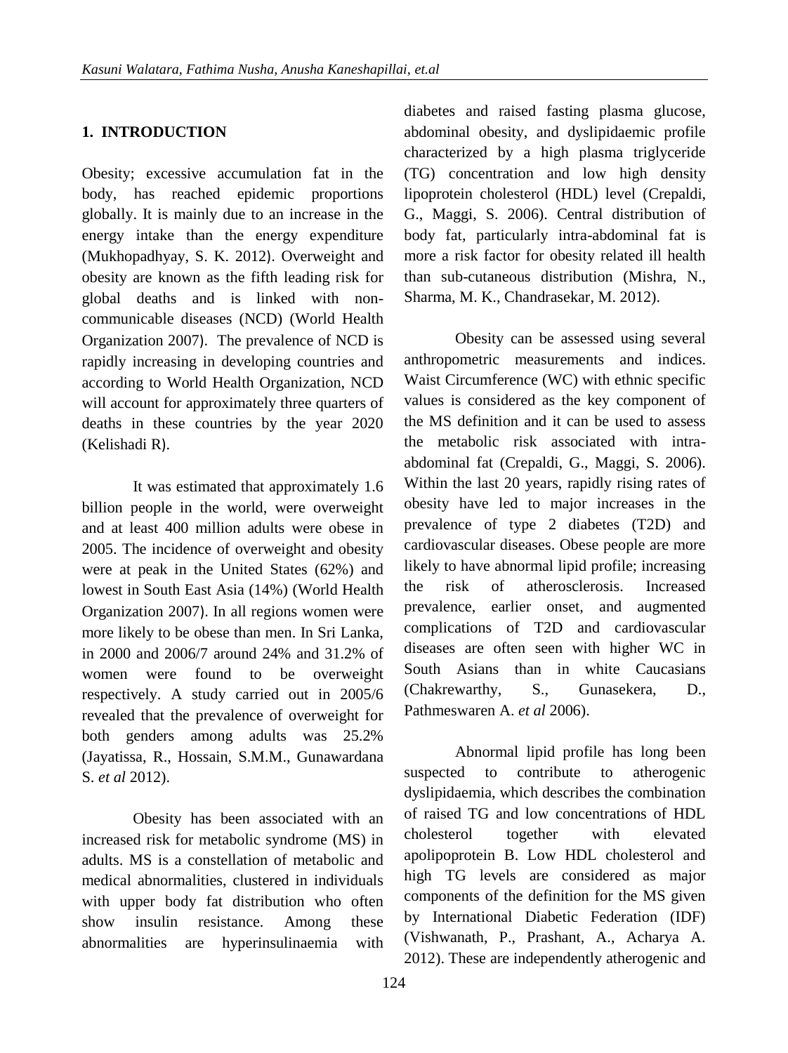## 1. INTRODUCTION

Obesity; excessive accumulation fat in the body, has reached epidemic proportions globally. It is mainly due to an increase in the energy intake than the energy expenditure (Mukhopadhyay, S. K. 2012). Overweight and obesity are known as the fifth leading risk for global deaths and is linked with non-communicable diseases (NCD) (World Health Organization 2007). The prevalence of NCD is rapidly increasing in developing countries and according to World Health Organization, NCD will account for approximately three quarters of deaths in these countries by the year 2020 (Kelishadi R).

It was estimated that approximately 1.6 billion people in the world, were overweight and at least 400 million adults were obese in 2005. The incidence of overweight and obesity were at peak in the United States (62%) and lowest in South East Asia (14%) (World Health Organization 2007). In all regions women were more likely to be obese than men. In Sri Lanka, in 2000 and 2006/7 around 24% and 31.2% of women were found to be overweight respectively. A study carried out in 2005/6 revealed that the prevalence of overweight for both genders among adults was 25.2% (Jayatissa, R., Hossain, S.M.M., Gunawardana S. *et al* 2012).

Obesity has been associated with an increased risk for metabolic syndrome (MS) in adults. MS is a constellation of metabolic and medical abnormalities, clustered in individuals with upper body fat distribution who often show insulin resistance. Among these abnormalities are hyperinsulinaemia with diabetes and raised fasting plasma glucose, abdominal obesity, and dyslipidaemic profile characterized by a high plasma triglyceride (TG) concentration and low high density lipoprotein cholesterol (HDL) level (Crepaldi, G., Maggi, S. 2006). Central distribution of body fat, particularly intra-abdominal fat is more a risk factor for obesity related ill health than sub-cutaneous distribution (Mishra, N., Sharma, M. K., Chandrasekar, M. 2012).

Obesity can be assessed using several anthropometric measurements and indices. Waist Circumference (WC) with ethnic specific values is considered as the key component of the MS definition and it can be used to assess the metabolic risk associated with intra-abdominal fat (Crepaldi, G., Maggi, S. 2006). Within the last 20 years, rapidly rising rates of obesity have led to major increases in the prevalence of type 2 diabetes (T2D) and cardiovascular diseases. Obese people are more likely to have abnormal lipid profile; increasing the risk of atherosclerosis. Increased prevalence, earlier onset, and augmented complications of T2D and cardiovascular diseases are often seen with higher WC in South Asians than in white Caucasians (Chakrewarthy, S., Gunasekera, D., Pathmeswaren A. *et al* 2006).

Abnormal lipid profile has long been suspected to contribute to atherogenic dyslipidaemia, which describes the combination of raised TG and low concentrations of HDL cholesterol together with elevated apolipoprotein B. Low HDL cholesterol and high TG levels are considered as major components of the definition for the MS given by International Diabetic Federation (IDF) (Vishwanath, P., Prashant, A., Acharya A. 2012). These are independently atherogenic and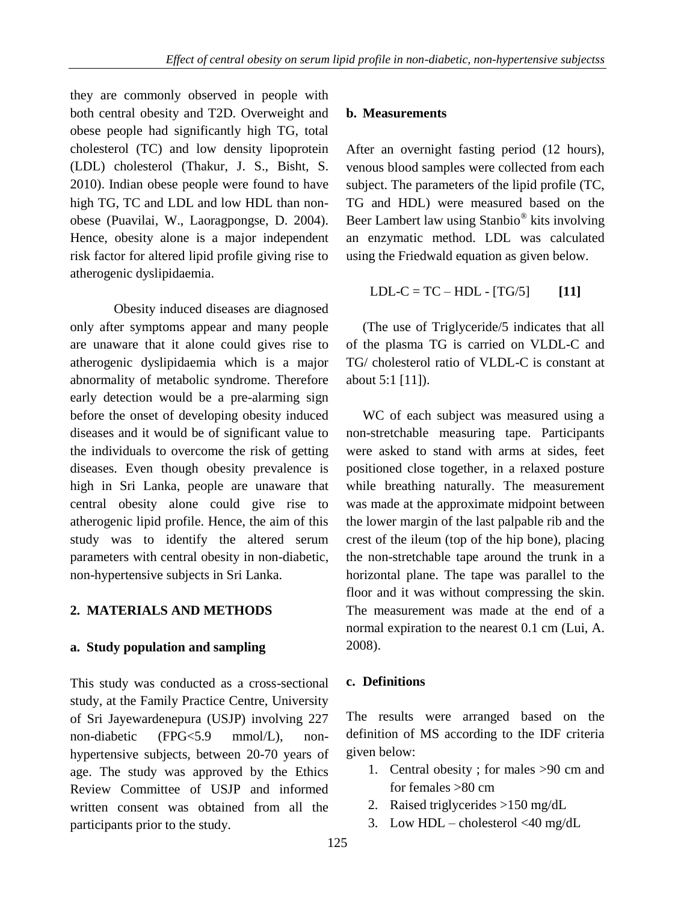they are commonly observed in people with both central obesity and T2D. Overweight and obese people had significantly high TG, total cholesterol (TC) and low density lipoprotein (LDL) cholesterol (Thakur, J. S., Bisht, S. 2010). Indian obese people were found to have high TG, TC and LDL and low HDL than non-obese (Puavilai, W., Laoragpongse, D. 2004). Hence, obesity alone is a major independent risk factor for altered lipid profile giving rise to atherogenic dyslipidaemia.

Obesity induced diseases are diagnosed only after symptoms appear and many people are unaware that it alone could gives rise to atherogenic dyslipidaemia which is a major abnormality of metabolic syndrome. Therefore early detection would be a pre-alarming sign before the onset of developing obesity induced diseases and it would be of significant value to the individuals to overcome the risk of getting diseases. Even though obesity prevalence is high in Sri Lanka, people are unaware that central obesity alone could give rise to atherogenic lipid profile. Hence, the aim of this study was to identify the altered serum parameters with central obesity in non-diabetic, non-hypertensive subjects in Sri Lanka.

## 2. MATERIALS AND METHODS

### a. Study population and sampling

This study was conducted as a cross-sectional study, at the Family Practice Centre, University of Sri Jayewardenepura (USJP) involving 227 non-diabetic (FPG<5.9 mmol/L), non-hypertensive subjects, between 20-70 years of age. The study was approved by the Ethics Review Committee of USJP and informed written consent was obtained from all the participants prior to the study.

### b. Measurements

After an overnight fasting period (12 hours), venous blood samples were collected from each subject. The parameters of the lipid profile (TC, TG and HDL) were measured based on the Beer Lambert law using Stanbio® kits involving an enzymatic method. LDL was calculated using the Friedwald equation as given below.

$$\text{LDL-C} = \text{TC} - \text{HDL} - [\text{TG}/5] \qquad \textbf{[11]}$$

(The use of Triglyceride/5 indicates that all of the plasma TG is carried on VLDL-C and TG/ cholesterol ratio of VLDL-C is constant at about 5:1 [11]).

WC of each subject was measured using a non-stretchable measuring tape. Participants were asked to stand with arms at sides, feet positioned close together, in a relaxed posture while breathing naturally. The measurement was made at the approximate midpoint between the lower margin of the last palpable rib and the crest of the ileum (top of the hip bone), placing the non-stretchable tape around the trunk in a horizontal plane. The tape was parallel to the floor and it was without compressing the skin. The measurement was made at the end of a normal expiration to the nearest 0.1 cm (Lui, A. 2008).

### c. Definitions

The results were arranged based on the definition of MS according to the IDF criteria given below:

1. Central obesity ; for males >90 cm and for females >80 cm
2. Raised triglycerides >150 mg/dL
3. Low HDL – cholesterol <40 mg/dL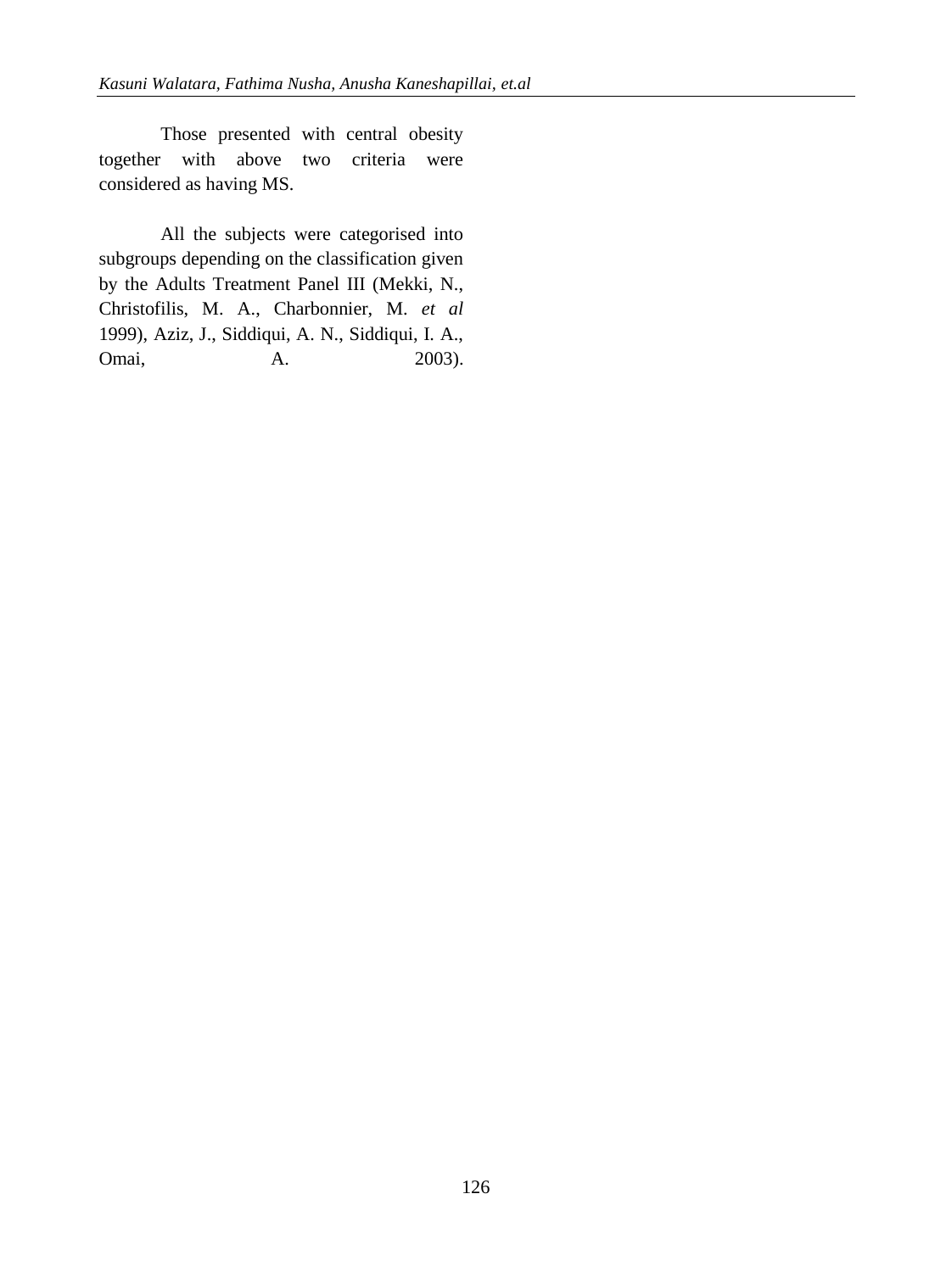Those presented with central obesity together with above two criteria were considered as having MS.

All the subjects were categorised into subgroups depending on the classification given by the Adults Treatment Panel III (Mekki, N., Christofilis, M. A., Charbonnier, M. *et al* 1999), Aziz, J., Siddiqui, A. N., Siddiqui, I. A., Omai, A. 2003).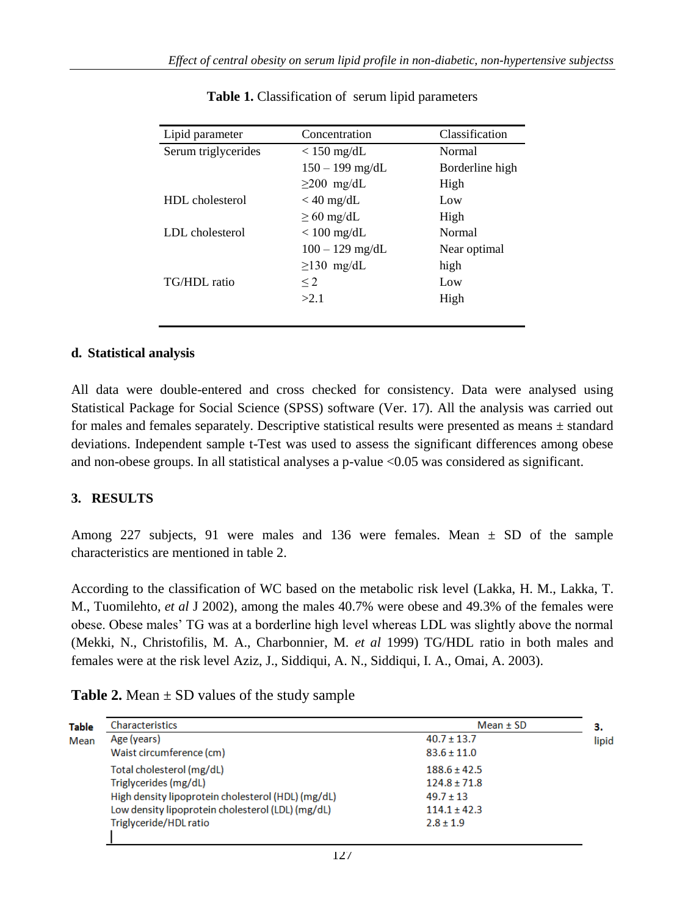**Table 1.** Classification of serum lipid parameters

| Lipid parameter | Concentration | Classification |
|---|---|---|
| Serum triglycerides | < 150 mg/dL | Normal |
| | 150 – 199 mg/dL | Borderline high |
| | ≥200 mg/dL | High |
| HDL cholesterol | < 40 mg/dL | Low |
| | ≥ 60 mg/dL | High |
| LDL cholesterol | < 100 mg/dL | Normal |
| | 100 – 129 mg/dL | Near optimal |
| | ≥130 mg/dL | high |
| TG/HDL ratio | ≤ 2 | Low |
| | >2.1 | High |

### d. Statistical analysis

All data were double-entered and cross checked for consistency. Data were analysed using Statistical Package for Social Science (SPSS) software (Ver. 17). All the analysis was carried out for males and females separately. Descriptive statistical results were presented as means ± standard deviations. Independent sample t-Test was used to assess the significant differences among obese and non-obese groups. In all statistical analyses a p-value <0.05 was considered as significant.

## 3. RESULTS

Among 227 subjects, 91 were males and 136 were females. Mean ± SD of the sample characteristics are mentioned in table 2.

According to the classification of WC based on the metabolic risk level (Lakka, H. M., Lakka, T. M., Tuomilehto, *et al* J 2002), among the males 40.7% were obese and 49.3% of the females were obese. Obese males' TG was at a borderline high level whereas LDL was slightly above the normal (Mekki, N., Christofilis, M. A., Charbonnier, M. *et al* 1999) TG/HDL ratio in both males and females were at the risk level Aziz, J., Siddiqui, A. N., Siddiqui, I. A., Omai, A. 2003).

**Table 2.** Mean ± SD values of the study sample

| Characteristics | Mean ± SD |
|---|---|
| Age (years) | 40.7 ± 13.7 |
| Waist circumference (cm) | 83.6 ± 11.0 |
| Total cholesterol (mg/dL) | 188.6 ± 42.5 |
| Triglycerides (mg/dL) | 124.8 ± 71.8 |
| High density lipoprotein cholesterol (HDL) (mg/dL) | 49.7 ± 13 |
| Low density lipoprotein cholesterol (LDL) (mg/dL) | 114.1 ± 42.3 |
| Triglyceride/HDL ratio | 2.8 ± 1.9 |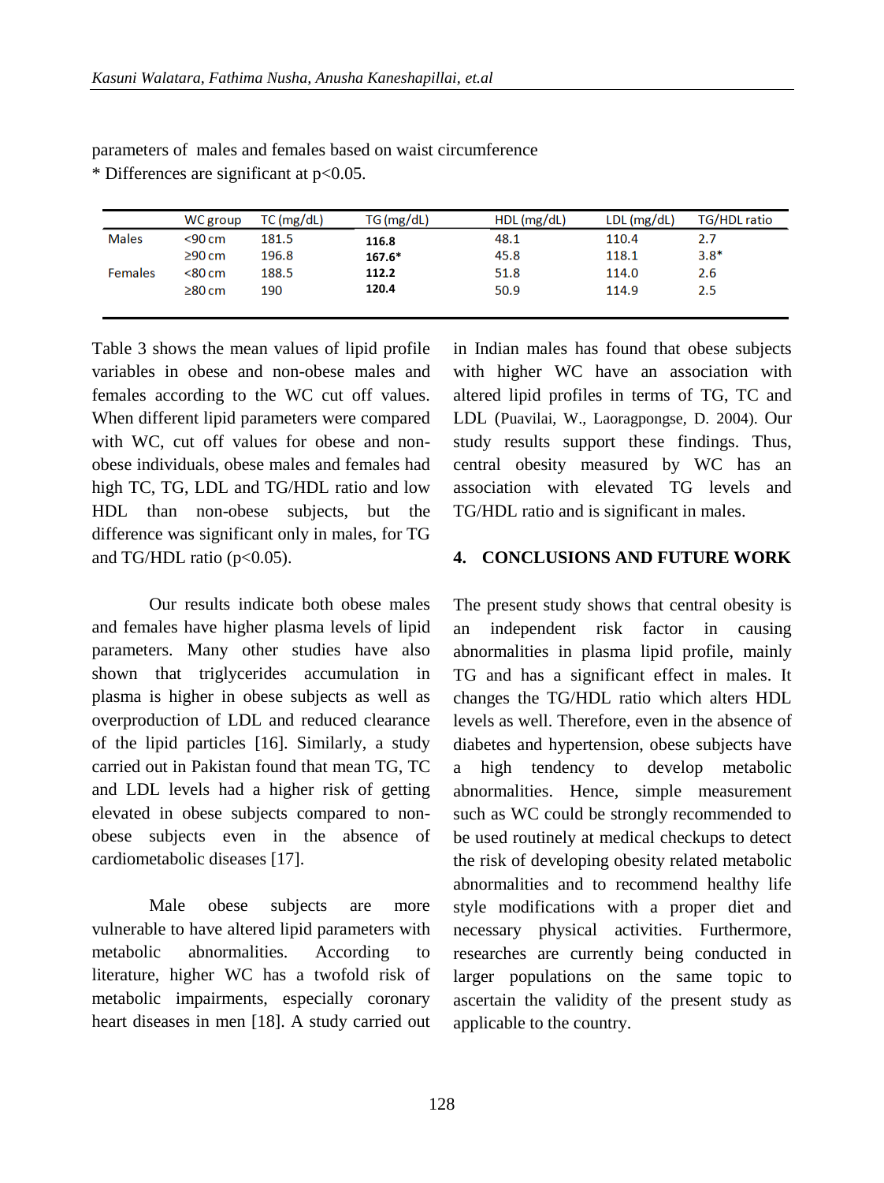parameters of males and females based on waist circumference
* Differences are significant at p<0.05.

| | WC group | TC (mg/dL) | TG (mg/dL) | HDL (mg/dL) | LDL (mg/dL) | TG/HDL ratio |
|---|---|---|---|---|---|---|
| Males | <90 cm | 181.5 | **116.8** | 48.1 | 110.4 | 2.7 |
| | ≥90 cm | 196.8 | **167.6*** | 45.8 | 118.1 | 3.8* |
| Females | <80 cm | 188.5 | **112.2** | 51.8 | 114.0 | 2.6 |
| | ≥80 cm | 190 | **120.4** | 50.9 | 114.9 | 2.5 |

Table 3 shows the mean values of lipid profile variables in obese and non-obese males and females according to the WC cut off values. When different lipid parameters were compared with WC, cut off values for obese and non-obese individuals, obese males and females had high TC, TG, LDL and TG/HDL ratio and low HDL than non-obese subjects, but the difference was significant only in males, for TG and TG/HDL ratio ($p<0.05$).

Our results indicate both obese males and females have higher plasma levels of lipid parameters. Many other studies have also shown that triglycerides accumulation in plasma is higher in obese subjects as well as overproduction of LDL and reduced clearance of the lipid particles [16]. Similarly, a study carried out in Pakistan found that mean TG, TC and LDL levels had a higher risk of getting elevated in obese subjects compared to non-obese subjects even in the absence of cardiometabolic diseases [17].

Male obese subjects are more vulnerable to have altered lipid parameters with metabolic abnormalities. According to literature, higher WC has a twofold risk of metabolic impairments, especially coronary heart diseases in men [18]. A study carried out in Indian males has found that obese subjects with higher WC have an association with altered lipid profiles in terms of TG, TC and LDL (Puavilai, W., Laoragpongse, D. 2004). Our study results support these findings. Thus, central obesity measured by WC has an association with elevated TG levels and TG/HDL ratio and is significant in males.

## 4. CONCLUSIONS AND FUTURE WORK

The present study shows that central obesity is an independent risk factor in causing abnormalities in plasma lipid profile, mainly TG and has a significant effect in males. It changes the TG/HDL ratio which alters HDL levels as well. Therefore, even in the absence of diabetes and hypertension, obese subjects have a high tendency to develop metabolic abnormalities. Hence, simple measurement such as WC could be strongly recommended to be used routinely at medical checkups to detect the risk of developing obesity related metabolic abnormalities and to recommend healthy life style modifications with a proper diet and necessary physical activities. Furthermore, researches are currently being conducted in larger populations on the same topic to ascertain the validity of the present study as applicable to the country.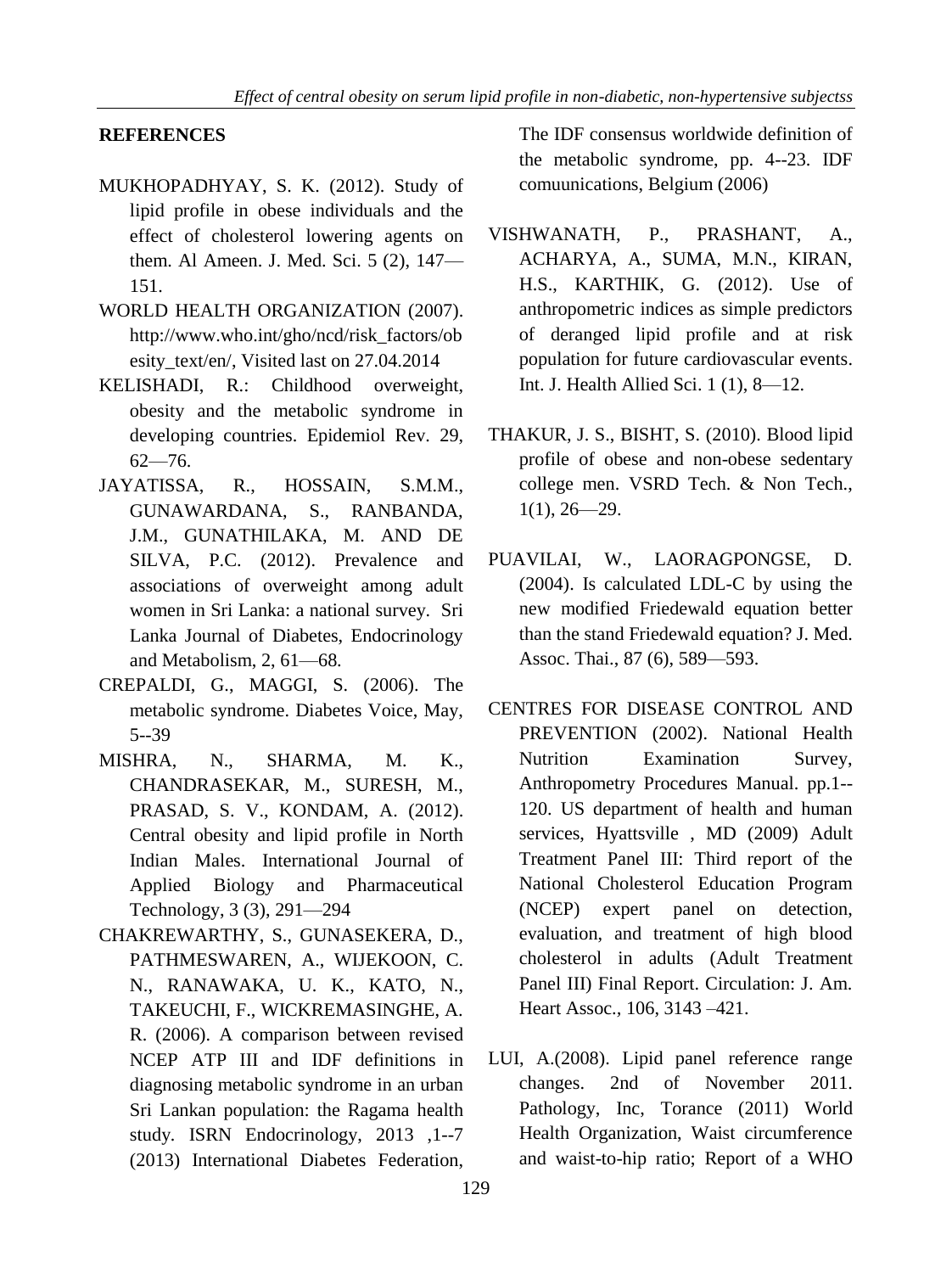## REFERENCES

MUKHOPADHYAY, S. K. (2012). Study of lipid profile in obese individuals and the effect of cholesterol lowering agents on them. Al Ameen. J. Med. Sci. 5 (2), 147—151.

WORLD HEALTH ORGANIZATION (2007). http://www.who.int/gho/ncd/risk_factors/obesity_text/en/, Visited last on 27.04.2014

KELISHADI, R.: Childhood overweight, obesity and the metabolic syndrome in developing countries. Epidemiol Rev. 29, 62—76.

JAYATISSA, R., HOSSAIN, S.M.M., GUNAWARDANA, S., RANBANDA, J.M., GUNATHILAKA, M. AND DE SILVA, P.C. (2012). Prevalence and associations of overweight among adult women in Sri Lanka: a national survey. Sri Lanka Journal of Diabetes, Endocrinology and Metabolism, 2, 61—68.

CREPALDI, G., MAGGI, S. (2006). The metabolic syndrome. Diabetes Voice, May, 5--39

MISHRA, N., SHARMA, M. K., CHANDRASEKAR, M., SURESH, M., PRASAD, S. V., KONDAM, A. (2012). Central obesity and lipid profile in North Indian Males. International Journal of Applied Biology and Pharmaceutical Technology, 3 (3), 291—294

CHAKREWARTHY, S., GUNASEKERA, D., PATHMESWAREN, A., WIJEKOON, C. N., RANAWAKA, U. K., KATO, N., TAKEUCHI, F., WICKREMASINGHE, A. R. (2006). A comparison between revised NCEP ATP III and IDF definitions in diagnosing metabolic syndrome in an urban Sri Lankan population: the Ragama health study. ISRN Endocrinology, 2013 ,1--7 (2013) International Diabetes Federation, The IDF consensus worldwide definition of the metabolic syndrome, pp. 4--23. IDF comuunications, Belgium (2006)

VISHWANATH, P., PRASHANT, A., ACHARYA, A., SUMA, M.N., KIRAN, H.S., KARTHIK, G. (2012). Use of anthropometric indices as simple predictors of deranged lipid profile and at risk population for future cardiovascular events. Int. J. Health Allied Sci. 1 (1), 8—12.

THAKUR, J. S., BISHT, S. (2010). Blood lipid profile of obese and non-obese sedentary college men. VSRD Tech. & Non Tech., 1(1), 26—29.

PUAVILAI, W., LAORAGPONGSE, D. (2004). Is calculated LDL-C by using the new modified Friedewald equation better than the stand Friedewald equation? J. Med. Assoc. Thai., 87 (6), 589—593.

CENTRES FOR DISEASE CONTROL AND PREVENTION (2002). National Health Nutrition Examination Survey, Anthropometry Procedures Manual. pp.1--120. US department of health and human services, Hyattsville , MD (2009) Adult Treatment Panel III: Third report of the National Cholesterol Education Program (NCEP) expert panel on detection, evaluation, and treatment of high blood cholesterol in adults (Adult Treatment Panel III) Final Report. Circulation: J. Am. Heart Assoc., 106, 3143 –421.

LUI, A.(2008). Lipid panel reference range changes. 2nd of November 2011. Pathology, Inc, Torance (2011) World Health Organization, Waist circumference and waist-to-hip ratio; Report of a WHO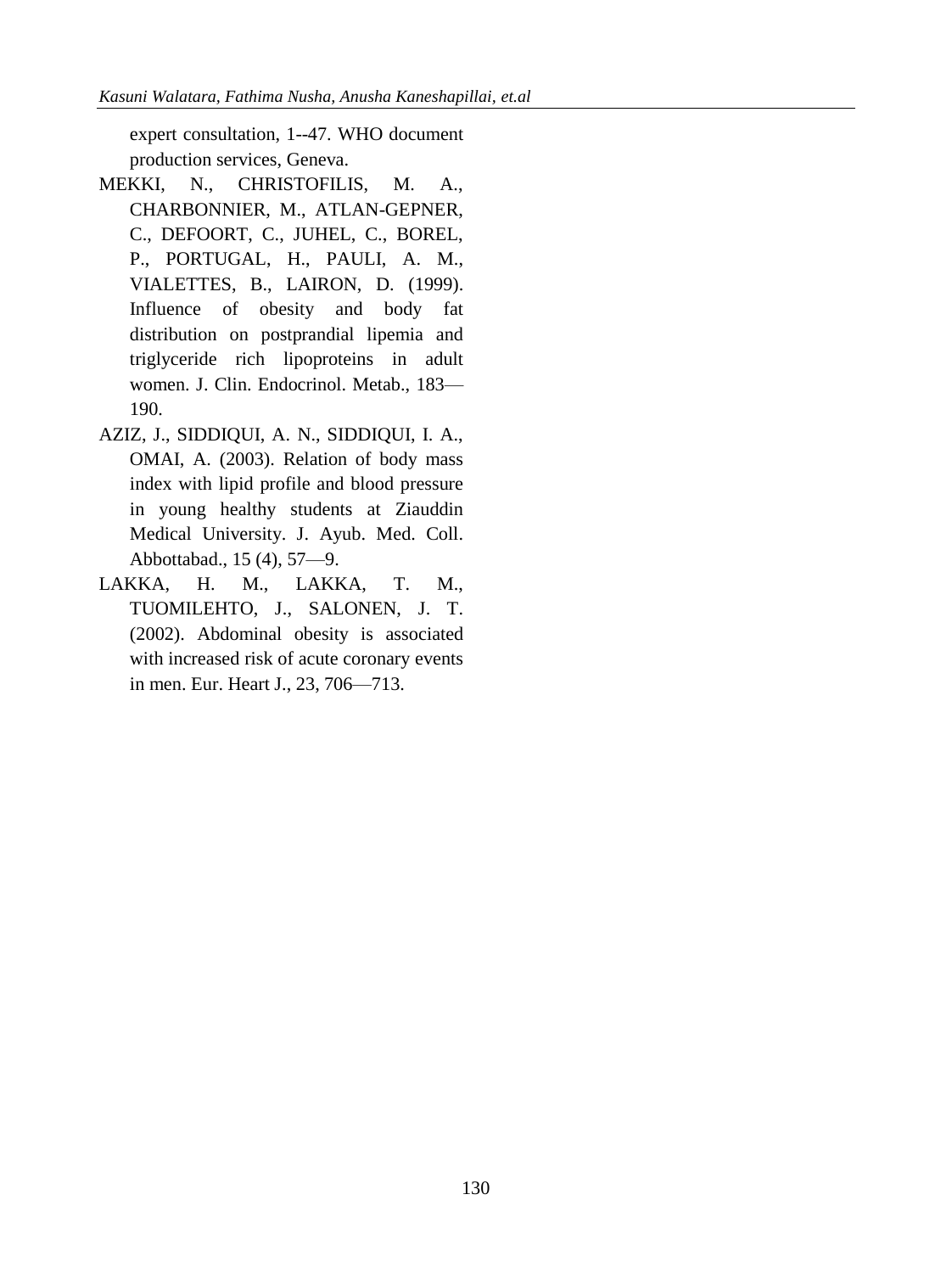expert consultation, 1--47. WHO document production services, Geneva.

MEKKI, N., CHRISTOFILIS, M. A., CHARBONNIER, M., ATLAN-GEPNER, C., DEFOORT, C., JUHEL, C., BOREL, P., PORTUGAL, H., PAULI, A. M., VIALETTES, B., LAIRON, D. (1999). Influence of obesity and body fat distribution on postprandial lipemia and triglyceride rich lipoproteins in adult women. J. Clin. Endocrinol. Metab., 183—190.

AZIZ, J., SIDDIQUI, A. N., SIDDIQUI, I. A., OMAI, A. (2003). Relation of body mass index with lipid profile and blood pressure in young healthy students at Ziauddin Medical University. J. Ayub. Med. Coll. Abbottabad., 15 (4), 57—9.

LAKKA, H. M., LAKKA, T. M., TUOMILEHTO, J., SALONEN, J. T. (2002). Abdominal obesity is associated with increased risk of acute coronary events in men. Eur. Heart J., 23, 706—713.